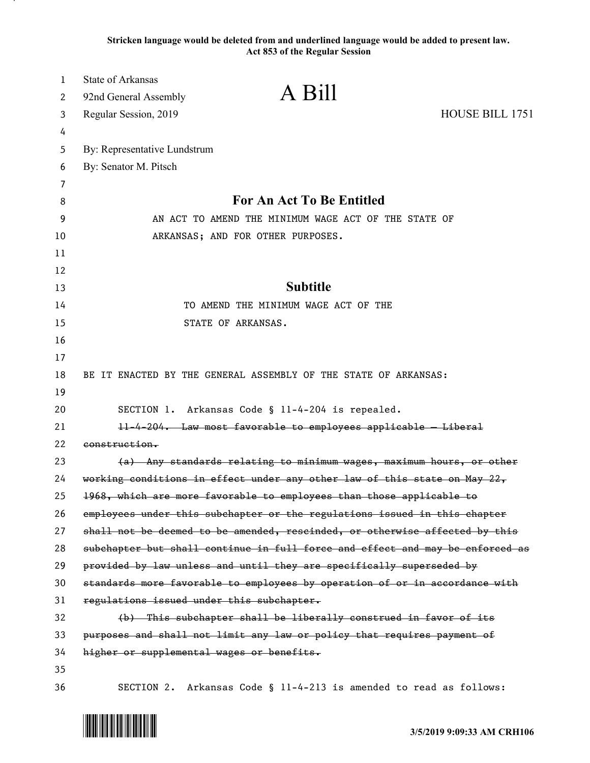**Stricken language would be deleted from and underlined language would be added to present law.**
**Act 853 of the Regular Session**

State of Arkansas
92nd General Assembly
Regular Session, 2019

# A Bill

HOUSE BILL 1751

By: Representative Lundstrum
By: Senator M. Pitsch

## For An Act To Be Entitled

AN ACT TO AMEND THE MINIMUM WAGE ACT OF THE STATE OF ARKANSAS; AND FOR OTHER PURPOSES.

## Subtitle

TO AMEND THE MINIMUM WAGE ACT OF THE STATE OF ARKANSAS.

BE IT ENACTED BY THE GENERAL ASSEMBLY OF THE STATE OF ARKANSAS:

SECTION 1. Arkansas Code § 11-4-204 is repealed.

~~11-4-204. Law most favorable to employees applicable — Liberal construction.~~

~~(a) Any standards relating to minimum wages, maximum hours, or other working conditions in effect under any other law of this state on May 22, 1968, which are more favorable to employees than those applicable to employees under this subchapter or the regulations issued in this chapter shall not be deemed to be amended, rescinded, or otherwise affected by this subchapter but shall continue in full force and effect and may be enforced as provided by law unless and until they are specifically superseded by standards more favorable to employees by operation of or in accordance with regulations issued under this subchapter.~~

~~(b) This subchapter shall be liberally construed in favor of its purposes and shall not limit any law or policy that requires payment of higher or supplemental wages or benefits.~~

SECTION 2. Arkansas Code § 11-4-213 is amended to read as follows:

3/5/2019 9:09:33 AM CRH106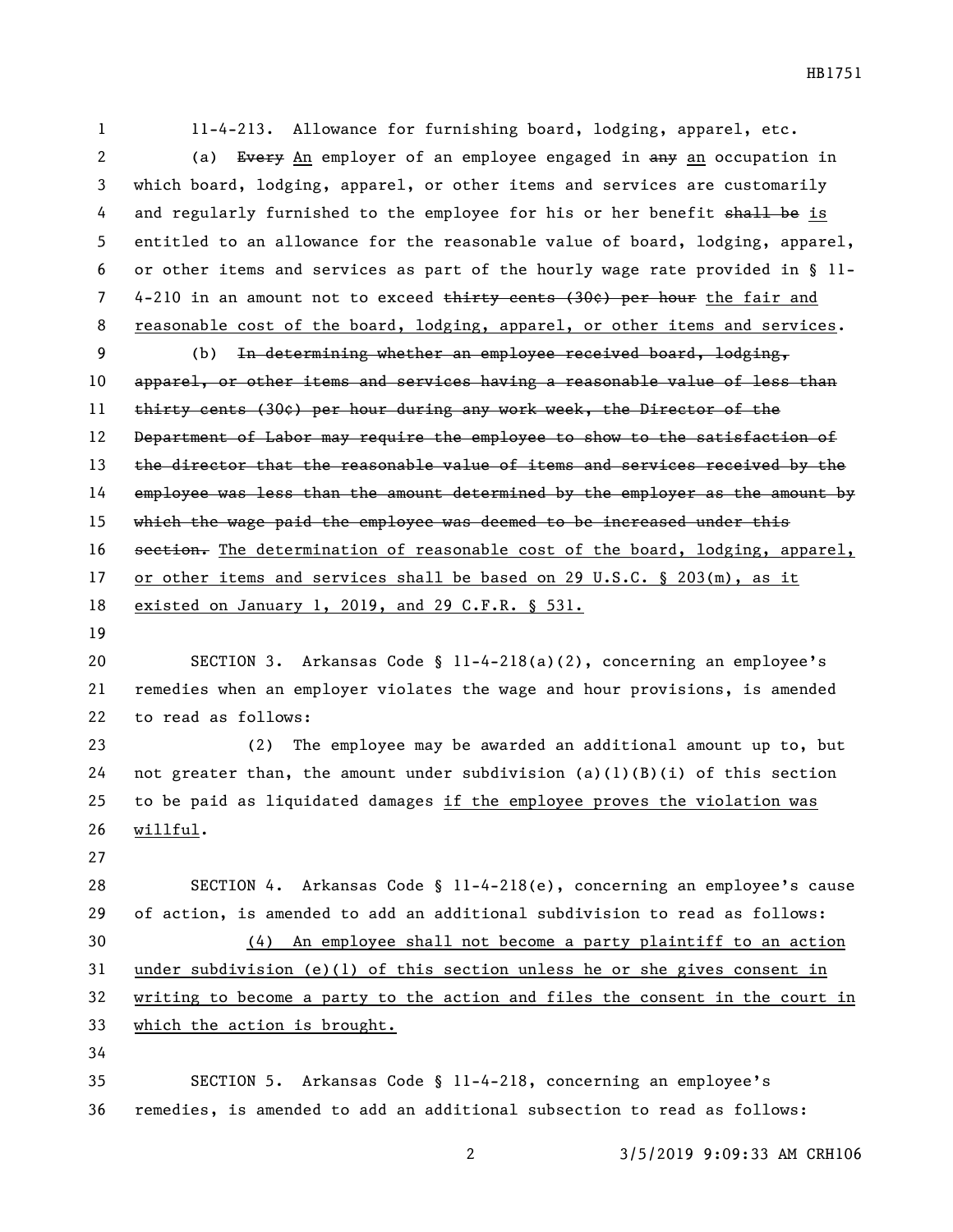11-4-213. Allowance for furnishing board, lodging, apparel, etc.

(a) ~~Every~~ An employer of an employee engaged in ~~any~~ an occupation in which board, lodging, apparel, or other items and services are customarily and regularly furnished to the employee for his or her benefit ~~shall be~~ is entitled to an allowance for the reasonable value of board, lodging, apparel, or other items and services as part of the hourly wage rate provided in § 11-4-210 in an amount not to exceed ~~thirty cents (30¢) per hour~~ the fair and reasonable cost of the board, lodging, apparel, or other items and services.

(b) ~~In determining whether an employee received board, lodging, apparel, or other items and services having a reasonable value of less than thirty cents (30¢) per hour during any work week, the Director of the Department of Labor may require the employee to show to the satisfaction of the director that the reasonable value of items and services received by the employee was less than the amount determined by the employer as the amount by which the wage paid the employee was deemed to be increased under this section.~~ The determination of reasonable cost of the board, lodging, apparel, or other items and services shall be based on 29 U.S.C. § 203(m), as it existed on January 1, 2019, and 29 C.F.R. § 531.

SECTION 3. Arkansas Code § 11-4-218(a)(2), concerning an employee's remedies when an employer violates the wage and hour provisions, is amended to read as follows:

(2) The employee may be awarded an additional amount up to, but not greater than, the amount under subdivision (a)(1)(B)(i) of this section to be paid as liquidated damages if the employee proves the violation was willful.

SECTION 4. Arkansas Code § 11-4-218(e), concerning an employee's cause of action, is amended to add an additional subdivision to read as follows:

(4) An employee shall not become a party plaintiff to an action under subdivision (e)(1) of this section unless he or she gives consent in writing to become a party to the action and files the consent in the court in which the action is brought.

SECTION 5. Arkansas Code § 11-4-218, concerning an employee's remedies, is amended to add an additional subsection to read as follows: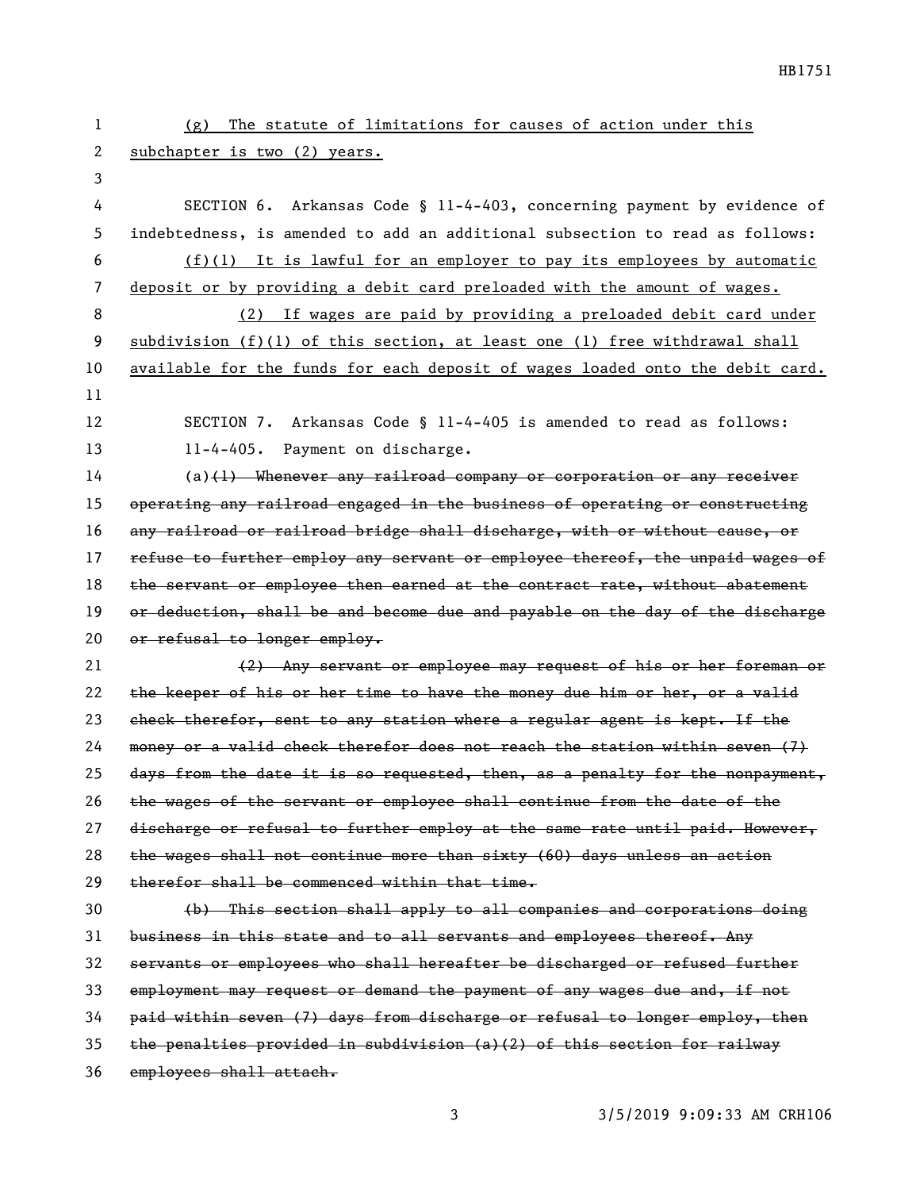<u>(g) The statute of limitations for causes of action under this subchapter is two (2) years.</u>

SECTION 6. Arkansas Code § 11-4-403, concerning payment by evidence of indebtedness, is amended to add an additional subsection to read as follows:

<u>(f)(1) It is lawful for an employer to pay its employees by automatic deposit or by providing a debit card preloaded with the amount of wages.</u>

<u>(2) If wages are paid by providing a preloaded debit card under subdivision (f)(1) of this section, at least one (1) free withdrawal shall available for the funds for each deposit of wages loaded onto the debit card.</u>

SECTION 7. Arkansas Code § 11-4-405 is amended to read as follows:

11-4-405. Payment on discharge.

(a)~~(1) Whenever any railroad company or corporation or any receiver operating any railroad engaged in the business of operating or constructing any railroad or railroad bridge shall discharge, with or without cause, or refuse to further employ any servant or employee thereof, the unpaid wages of the servant or employee then earned at the contract rate, without abatement or deduction, shall be and become due and payable on the day of the discharge or refusal to longer employ.~~

~~(2) Any servant or employee may request of his or her foreman or the keeper of his or her time to have the money due him or her, or a valid check therefor, sent to any station where a regular agent is kept. If the money or a valid check therefor does not reach the station within seven (7) days from the date it is so requested, then, as a penalty for the nonpayment, the wages of the servant or employee shall continue from the date of the discharge or refusal to further employ at the same rate until paid. However, the wages shall not continue more than sixty (60) days unless an action therefor shall be commenced within that time.~~

~~(b) This section shall apply to all companies and corporations doing business in this state and to all servants and employees thereof. Any servants or employees who shall hereafter be discharged or refused further employment may request or demand the payment of any wages due and, if not paid within seven (7) days from discharge or refusal to longer employ, then the penalties provided in subdivision (a)(2) of this section for railway employees shall attach.~~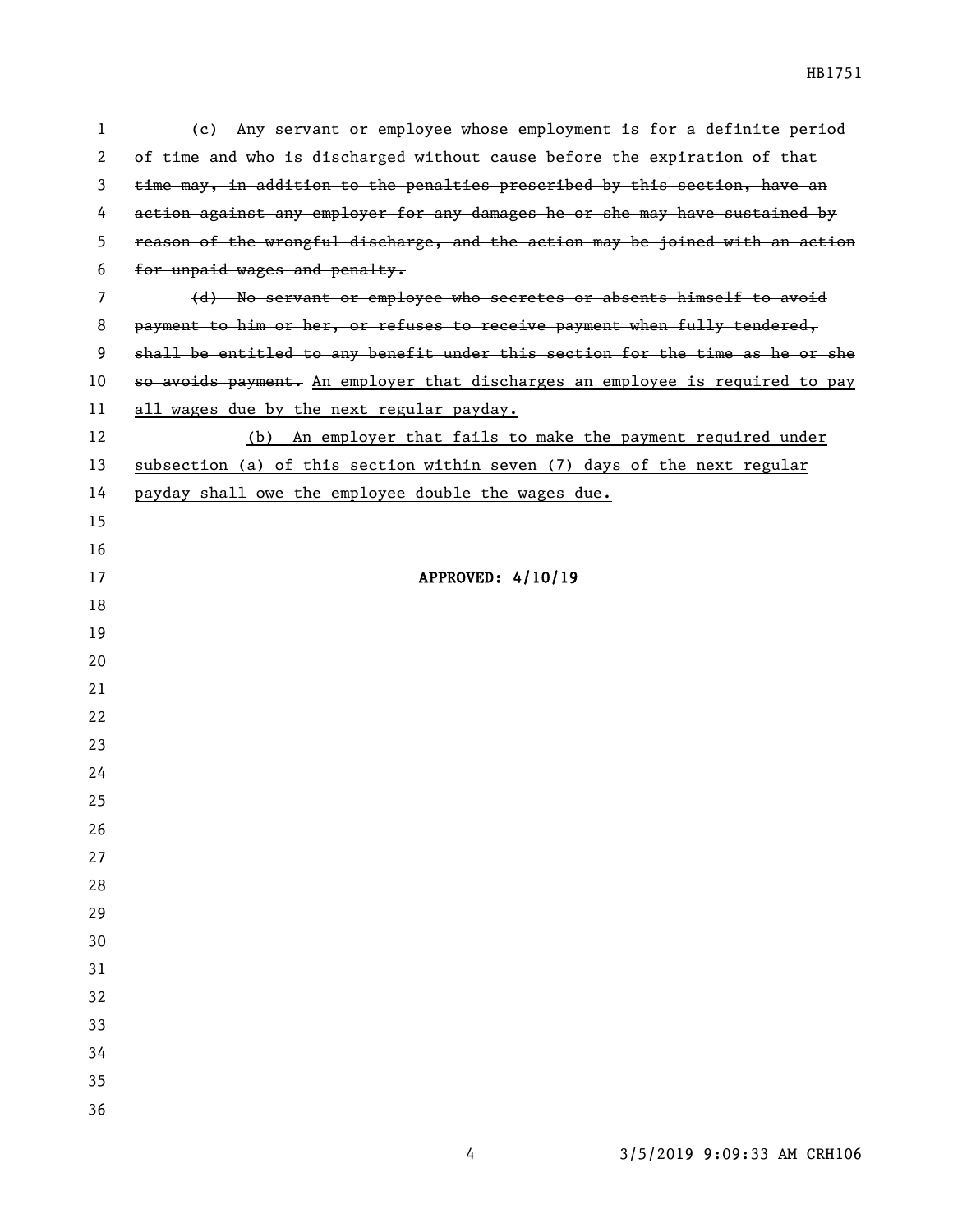~~(c) Any servant or employee whose employment is for a definite period of time and who is discharged without cause before the expiration of that time may, in addition to the penalties prescribed by this section, have an action against any employer for any damages he or she may have sustained by reason of the wrongful discharge, and the action may be joined with an action for unpaid wages and penalty.~~

~~(d) No servant or employee who secretes or absents himself to avoid payment to him or her, or refuses to receive payment when fully tendered, shall be entitled to any benefit under this section for the time as he or she so avoids payment.~~ <u>An employer that discharges an employee is required to pay all wages due by the next regular payday.</u>

<u>(b) An employer that fails to make the payment required under subsection (a) of this section within seven (7) days of the next regular payday shall owe the employee double the wages due.</u>

**APPROVED: 4/10/19**